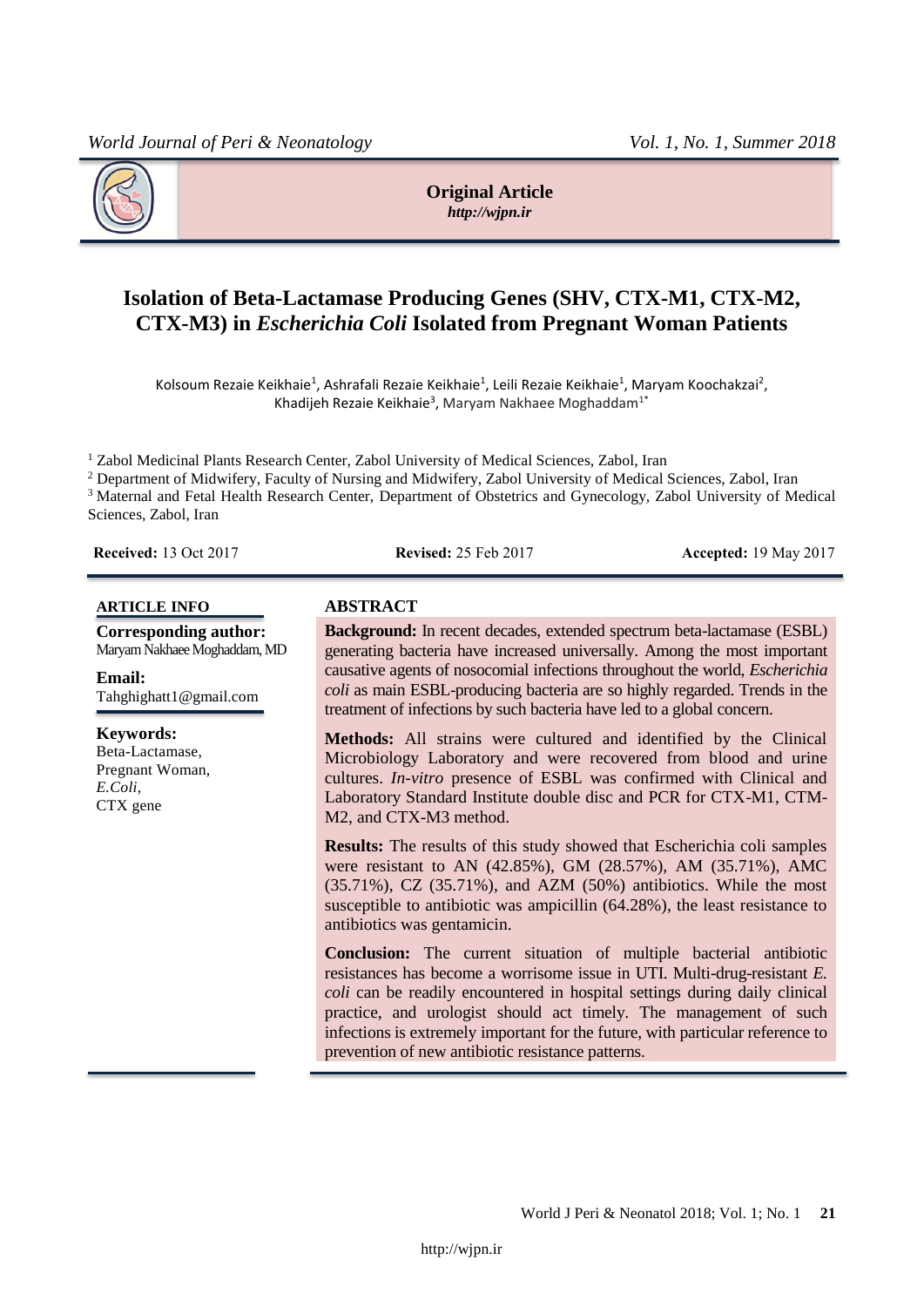**Original Article**
*http://wjpn.ir*

# Isolation of Beta-Lactamase Producing Genes (SHV, CTX-M1, CTX-M2, CTX-M3) in *Escherichia Coli* Isolated from Pregnant Woman Patients

Kolsoum Rezaie Keikhaie[1], Ashrafali Rezaie Keikhaie[1], Leili Rezaie Keikhaie[1], Maryam Koochakzai[2], Khadijeh Rezaie Keikhaie[3], Maryam Nakhaee Moghaddam[1*]

[1] Zabol Medicinal Plants Research Center, Zabol University of Medical Sciences, Zabol, Iran
[2] Department of Midwifery, Faculty of Nursing and Midwifery, Zabol University of Medical Sciences, Zabol, Iran
[3] Maternal and Fetal Health Research Center, Department of Obstetrics and Gynecology, Zabol University of Medical Sciences, Zabol, Iran

**Received:** 13 Oct 2017 **Revised:** 25 Feb 2017 **Accepted:** 19 May 2017

## ARTICLE INFO

**Corresponding author:**
Maryam Nakhaee Moghaddam, MD

**Email:**
Tahghighatt1@gmail.com

**Keywords:**
Beta-Lactamase,
Pregnant Woman,
*E.Coli*,
CTX gene

## ABSTRACT

**Background:** In recent decades, extended spectrum beta-lactamase (ESBL) generating bacteria have increased universally. Among the most important causative agents of nosocomial infections throughout the world, *Escherichia coli* as main ESBL-producing bacteria are so highly regarded. Trends in the treatment of infections by such bacteria have led to a global concern.

**Methods:** All strains were cultured and identified by the Clinical Microbiology Laboratory and were recovered from blood and urine cultures. *In-vitro* presence of ESBL was confirmed with Clinical and Laboratory Standard Institute double disc and PCR for CTX-M1, CTM-M2, and CTX-M3 method.

**Results:** The results of this study showed that Escherichia coli samples were resistant to AN (42.85%), GM (28.57%), AM (35.71%), AMC (35.71%), CZ (35.71%), and AZM (50%) antibiotics. While the most susceptible to antibiotic was ampicillin (64.28%), the least resistance to antibiotics was gentamicin.

**Conclusion:** The current situation of multiple bacterial antibiotic resistances has become a worrisome issue in UTI. Multi-drug-resistant *E. coli* can be readily encountered in hospital settings during daily clinical practice, and urologist should act timely. The management of such infections is extremely important for the future, with particular reference to prevention of new antibiotic resistance patterns.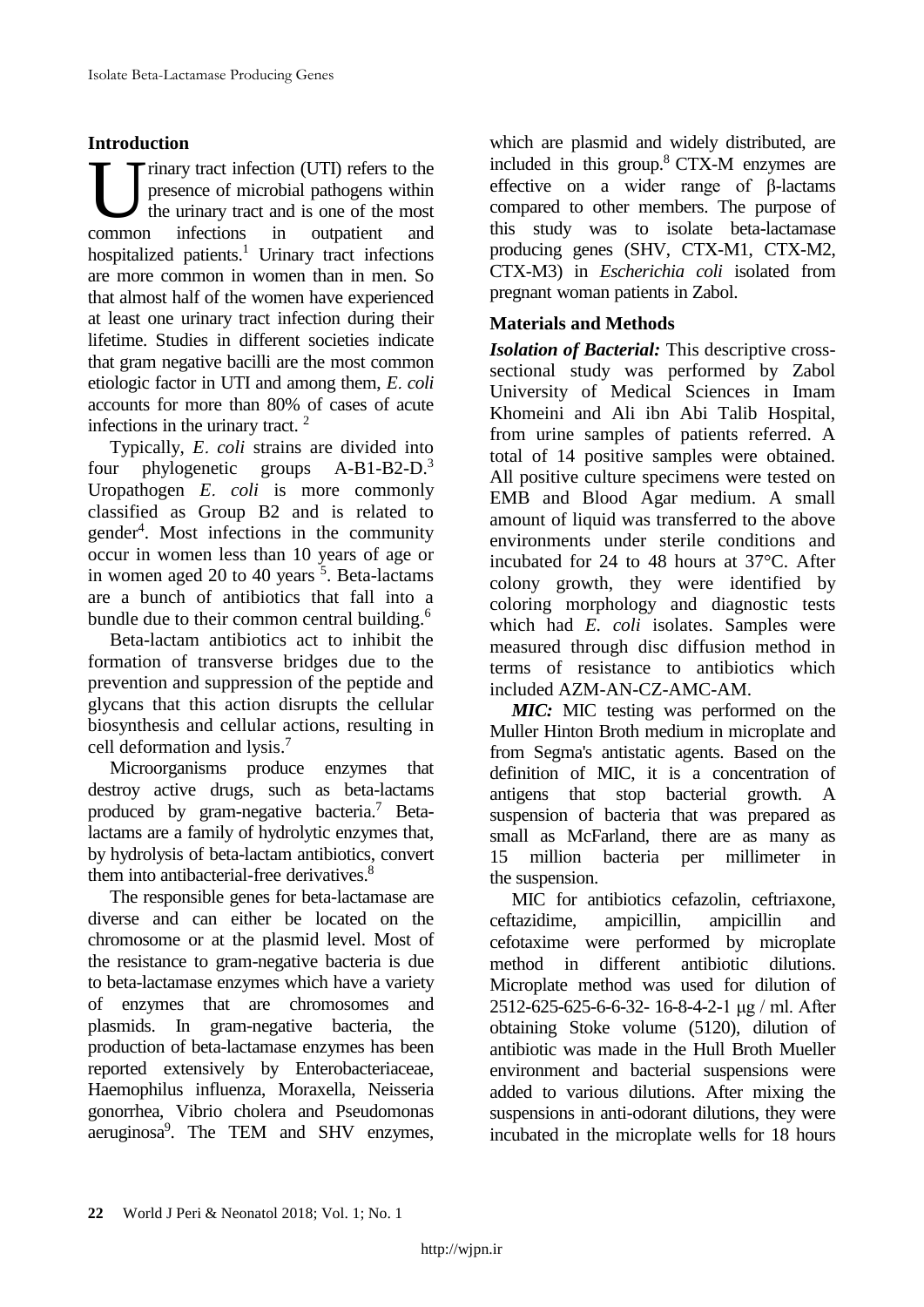## Introduction

Urinary tract infection (UTI) refers to the presence of microbial pathogens within the urinary tract and is one of the most common infections in outpatient and hospitalized patients.[1] Urinary tract infections are more common in women than in men. So that almost half of the women have experienced at least one urinary tract infection during their lifetime. Studies in different societies indicate that gram negative bacilli are the most common etiologic factor in UTI and among them, *E. coli* accounts for more than 80% of cases of acute infections in the urinary tract. [2]

Typically, *E. coli* strains are divided into four phylogenetic groups A-B1-B2-D.[3] Uropathogen *E. coli* is more commonly classified as Group B2 and is related to gender[4]. Most infections in the community occur in women less than 10 years of age or in women aged 20 to 40 years [5]. Beta-lactams are a bunch of antibiotics that fall into a bundle due to their common central building.[6]

Beta-lactam antibiotics act to inhibit the formation of transverse bridges due to the prevention and suppression of the peptide and glycans that this action disrupts the cellular biosynthesis and cellular actions, resulting in cell deformation and lysis.[7]

Microorganisms produce enzymes that destroy active drugs, such as beta-lactams produced by gram-negative bacteria.[7] Beta-lactams are a family of hydrolytic enzymes that, by hydrolysis of beta-lactam antibiotics, convert them into antibacterial-free derivatives.[8]

The responsible genes for beta-lactamase are diverse and can either be located on the chromosome or at the plasmid level. Most of the resistance to gram-negative bacteria is due to beta-lactamase enzymes which have a variety of enzymes that are chromosomes and plasmids. In gram-negative bacteria, the production of beta-lactamase enzymes has been reported extensively by Enterobacteriaceae, Haemophilus influenza, Moraxella, Neisseria gonorrhea, Vibrio cholera and Pseudomonas aeruginosa[9]. The TEM and SHV enzymes, which are plasmid and widely distributed, are included in this group.[8] CTX-M enzymes are effective on a wider range of β-lactams compared to other members. The purpose of this study was to isolate beta-lactamase producing genes (SHV, CTX-M1, CTX-M2, CTX-M3) in *Escherichia coli* isolated from pregnant woman patients in Zabol.

## Materials and Methods

***Isolation of Bacterial:*** This descriptive cross-sectional study was performed by Zabol University of Medical Sciences in Imam Khomeini and Ali ibn Abi Talib Hospital, from urine samples of patients referred. A total of 14 positive samples were obtained. All positive culture specimens were tested on EMB and Blood Agar medium. A small amount of liquid was transferred to the above environments under sterile conditions and incubated for 24 to 48 hours at 37°C. After colony growth, they were identified by coloring morphology and diagnostic tests which had *E. coli* isolates. Samples were measured through disc diffusion method in terms of resistance to antibiotics which included AZM-AN-CZ-AMC-AM.

***MIC:*** MIC testing was performed on the Muller Hinton Broth medium in microplate and from Segma's antistatic agents. Based on the definition of MIC, it is a concentration of antigens that stop bacterial growth. A suspension of bacteria that was prepared as small as McFarland, there are as many as 15 million bacteria per millimeter in the suspension.

MIC for antibiotics cefazolin, ceftriaxone, ceftazidime, ampicillin, ampicillin and cefotaxime were performed by microplate method in different antibiotic dilutions. Microplate method was used for dilution of 2512-625-625-6-6-32- 16-8-4-2-1 μg / ml. After obtaining Stoke volume (5120), dilution of antibiotic was made in the Hull Broth Mueller environment and bacterial suspensions were added to various dilutions. After mixing the suspensions in anti-odorant dilutions, they were incubated in the microplate wells for 18 hours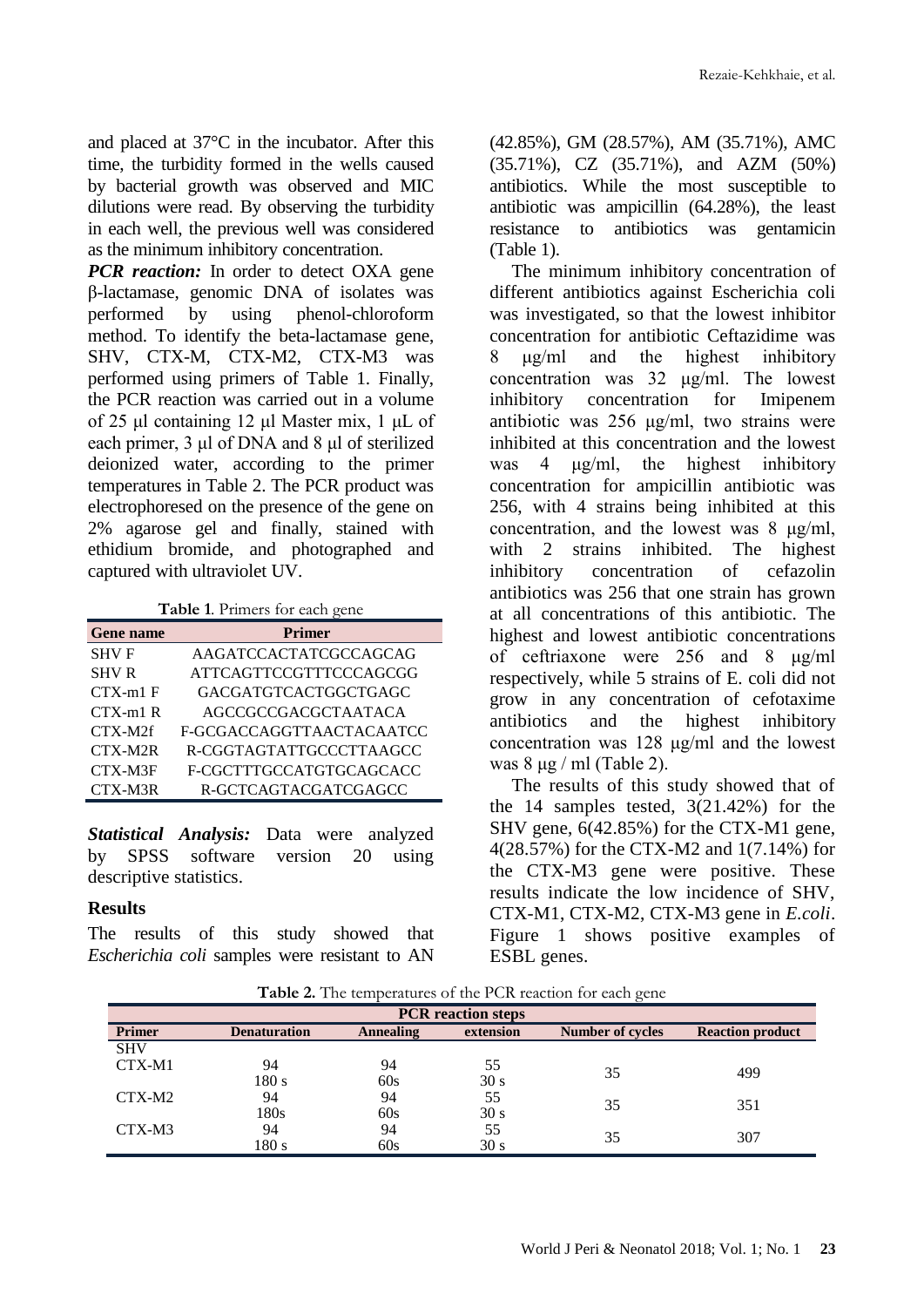and placed at 37°C in the incubator. After this time, the turbidity formed in the wells caused by bacterial growth was observed and MIC dilutions were read. By observing the turbidity in each well, the previous well was considered as the minimum inhibitory concentration.

***PCR reaction:*** In order to detect OXA gene β-lactamase, genomic DNA of isolates was performed by using phenol-chloroform method. To identify the beta-lactamase gene, SHV, CTX-M, CTX-M2, CTX-M3 was performed using primers of Table 1. Finally, the PCR reaction was carried out in a volume of 25 µl containing 12 µl Master mix, 1 µL of each primer, 3 µl of DNA and 8 µl of sterilized deionized water, according to the primer temperatures in Table 2. The PCR product was electrophoresed on the presence of the gene on 2% agarose gel and finally, stained with ethidium bromide, and photographed and captured with ultraviolet UV.

**Table 1**. Primers for each gene

| Gene name | Primer |
|---|---|
| SHV F | AAGATCCACTATCGCCAGCAG |
| SHV R | ATTCAGTTCCGTTTCCCAGCGG |
| CTX-m1 F | GACGATGTCACTGGCTGAGC |
| CTX-m1 R | AGCCGCCGACGCTAATACA |
| CTX-M2f | F-GCGACCAGGTTAACTACAATCC |
| CTX-M2R | R-CGGTAGTATTGCCCTTAAGCC |
| CTX-M3F | F-CGCTTTGCCATGTGCAGCACC |
| CTX-M3R | R-GCTCAGTACGATCGAGCC |

***Statistical Analysis:*** Data were analyzed by SPSS software version 20 using descriptive statistics.

## Results

The results of this study showed that *Escherichia coli* samples were resistant to AN (42.85%), GM (28.57%), AM (35.71%), AMC (35.71%), CZ (35.71%), and AZM (50%) antibiotics. While the most susceptible to antibiotic was ampicillin (64.28%), the least resistance to antibiotics was gentamicin (Table 1).

The minimum inhibitory concentration of different antibiotics against Escherichia coli was investigated, so that the lowest inhibitor concentration for antibiotic Ceftazidime was 8 µg/ml and the highest inhibitory concentration was 32 µg/ml. The lowest inhibitory concentration for Imipenem antibiotic was 256 µg/ml, two strains were inhibited at this concentration and the lowest was 4 µg/ml, the highest inhibitory concentration for ampicillin antibiotic was 256, with 4 strains being inhibited at this concentration, and the lowest was 8 µg/ml, with 2 strains inhibited. The highest inhibitory concentration of cefazolin antibiotics was 256 that one strain has grown at all concentrations of this antibiotic. The highest and lowest antibiotic concentrations of ceftriaxone were 256 and 8 µg/ml respectively, while 5 strains of E. coli did not grow in any concentration of cefotaxime antibiotics and the highest inhibitory concentration was 128 µg/ml and the lowest was 8 µg / ml (Table 2).

The results of this study showed that of the 14 samples tested, 3(21.42%) for the SHV gene, 6(42.85%) for the CTX-M1 gene, 4(28.57%) for the CTX-M2 and 1(7.14%) for the CTX-M3 gene were positive. These results indicate the low incidence of SHV, CTX-M1, CTX-M2, CTX-M3 gene in *E.coli*. Figure 1 shows positive examples of ESBL genes.

**Table 2.** The temperatures of the PCR reaction for each gene

| PCR reaction steps | | | | | |
|---|---|---|---|---|---|
| **Primer** | **Denaturation** | **Annealing** | **extension** | **Number of cycles** | **Reaction product** |
| SHV | | | | | |
| CTX-M1 | 94<br>180 s | 94<br>60s | 55<br>30 s | 35 | 499 |
| CTX-M2 | 94<br>180s | 94<br>60s | 55<br>30 s | 35 | 351 |
| CTX-M3 | 94<br>180 s | 94<br>60s | 55<br>30 s | 35 | 307 |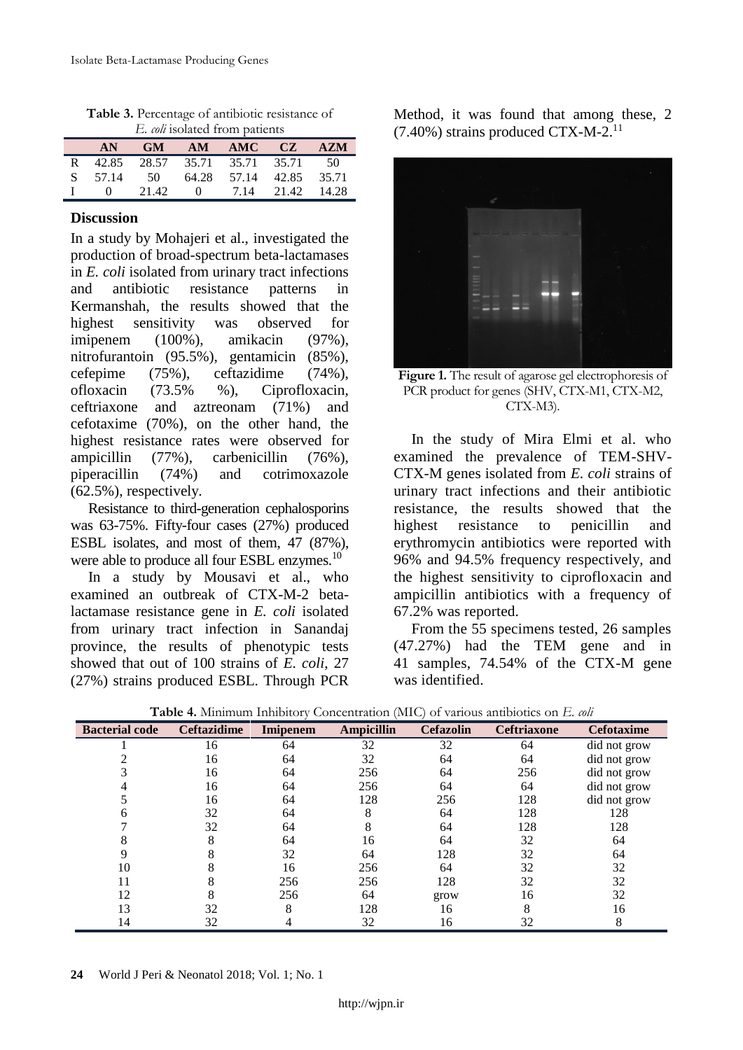**Table 3.** Percentage of antibiotic resistance of *E. coli* isolated from patients

| | AN | GM | AM | AMC | CZ | AZM |
|---|---|---|---|---|---|---|
| R | 42.85 | 28.57 | 35.71 | 35.71 | 35.71 | 50 |
| S | 57.14 | 50 | 64.28 | 57.14 | 42.85 | 35.71 |
| I | 0 | 21.42 | 0 | 7.14 | 21.42 | 14.28 |

## Discussion

In a study by Mohajeri et al., investigated the production of broad-spectrum beta-lactamases in *E. coli* isolated from urinary tract infections and antibiotic resistance patterns in Kermanshah, the results showed that the highest sensitivity was observed for imipenem (100%), amikacin (97%), nitrofurantoin (95.5%), gentamicin (85%), cefepime (75%), ceftazidime (74%), ofloxacin (73.5% %), Ciprofloxacin, ceftriaxone and aztreonam (71%) and cefotaxime (70%), on the other hand, the highest resistance rates were observed for ampicillin (77%), carbenicillin (76%), piperacillin (74%) and cotrimoxazole (62.5%), respectively.

Resistance to third-generation cephalosporins was 63-75%. Fifty-four cases (27%) produced ESBL isolates, and most of them, 47 (87%), were able to produce all four ESBL enzymes.[10]

In a study by Mousavi et al., who examined an outbreak of CTX-M-2 beta-lactamase resistance gene in *E. coli* isolated from urinary tract infection in Sanandaj province, the results of phenotypic tests showed that out of 100 strains of *E. coli*, 27 (27%) strains produced ESBL. Through PCR Method, it was found that among these, 2 (7.40%) strains produced CTX-M-2.[11]

**Figure 1.** The result of agarose gel electrophoresis of PCR product for genes (SHV, CTX-M1, CTX-M2, CTX-M3).

In the study of Mira Elmi et al. who examined the prevalence of TEM-SHV-CTX-M genes isolated from *E. coli* strains of urinary tract infections and their antibiotic resistance, the results showed that the highest resistance to penicillin and erythromycin antibiotics were reported with 96% and 94.5% frequency respectively, and the highest sensitivity to ciprofloxacin and ampicillin antibiotics with a frequency of 67.2% was reported.

From the 55 specimens tested, 26 samples (47.27%) had the TEM gene and in 41 samples, 74.54% of the CTX-M gene was identified.

**Table 4.** Minimum Inhibitory Concentration (MIC) of various antibiotics on *E. coli*

| Bacterial code | Ceftazidime | Imipenem | Ampicillin | Cefazolin | Ceftriaxone | Cefotaxime |
|---|---|---|---|---|---|---|
| 1 | 16 | 64 | 32 | 32 | 64 | did not grow |
| 2 | 16 | 64 | 32 | 64 | 64 | did not grow |
| 3 | 16 | 64 | 256 | 64 | 256 | did not grow |
| 4 | 16 | 64 | 256 | 64 | 64 | did not grow |
| 5 | 16 | 64 | 128 | 256 | 128 | did not grow |
| 6 | 32 | 64 | 8 | 64 | 128 | 128 |
| 7 | 32 | 64 | 8 | 64 | 128 | 128 |
| 8 | 8 | 64 | 16 | 64 | 32 | 64 |
| 9 | 8 | 32 | 64 | 128 | 32 | 64 |
| 10 | 8 | 16 | 256 | 64 | 32 | 32 |
| 11 | 8 | 256 | 256 | 128 | 32 | 32 |
| 12 | 8 | 256 | 64 | grow | 16 | 32 |
| 13 | 32 | 8 | 128 | 16 | 8 | 16 |
| 14 | 32 | 4 | 32 | 16 | 32 | 8 |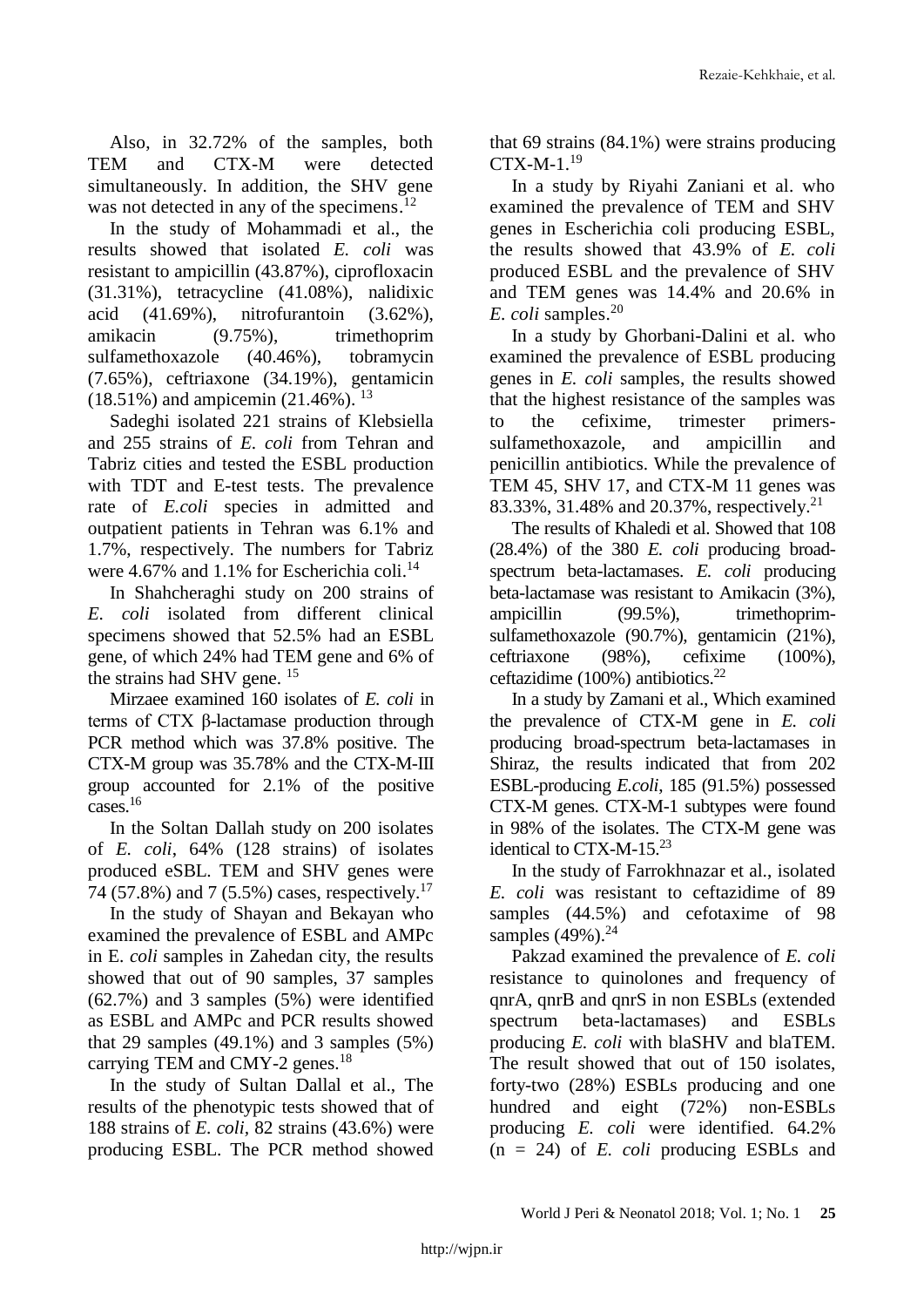Also, in 32.72% of the samples, both TEM and CTX-M were detected simultaneously. In addition, the SHV gene was not detected in any of the specimens.[12]

In the study of Mohammadi et al., the results showed that isolated *E. coli* was resistant to ampicillin (43.87%), ciprofloxacin (31.31%), tetracycline (41.08%), nalidixic acid (41.69%), nitrofurantoin (3.62%), amikacin (9.75%), trimethoprim sulfamethoxazole (40.46%), tobramycin (7.65%), ceftriaxone (34.19%), gentamicin (18.51%) and ampicemin (21.46%). [13]

Sadeghi isolated 221 strains of Klebsiella and 255 strains of *E. coli* from Tehran and Tabriz cities and tested the ESBL production with TDT and E-test tests. The prevalence rate of *E.coli* species in admitted and outpatient patients in Tehran was 6.1% and 1.7%, respectively. The numbers for Tabriz were 4.67% and 1.1% for Escherichia coli.[14]

In Shahcheraghi study on 200 strains of *E. coli* isolated from different clinical specimens showed that 52.5% had an ESBL gene, of which 24% had TEM gene and 6% of the strains had SHV gene. [15]

Mirzaee examined 160 isolates of *E. coli* in terms of CTX β-lactamase production through PCR method which was 37.8% positive. The CTX-M group was 35.78% and the CTX-M-III group accounted for 2.1% of the positive cases.[16]

In the Soltan Dallah study on 200 isolates of *E. coli*, 64% (128 strains) of isolates produced eSBL. TEM and SHV genes were 74 (57.8%) and 7 (5.5%) cases, respectively.[17]

In the study of Shayan and Bekayan who examined the prevalence of ESBL and AMPc in E. *coli* samples in Zahedan city, the results showed that out of 90 samples, 37 samples (62.7%) and 3 samples (5%) were identified as ESBL and AMPc and PCR results showed that 29 samples (49.1%) and 3 samples (5%) carrying TEM and CMY-2 genes.[18]

In the study of Sultan Dallal et al., The results of the phenotypic tests showed that of 188 strains of *E. coli*, 82 strains (43.6%) were producing ESBL. The PCR method showed that 69 strains (84.1%) were strains producing CTX-M-1.[19]

In a study by Riyahi Zaniani et al. who examined the prevalence of TEM and SHV genes in Escherichia coli producing ESBL, the results showed that 43.9% of *E. coli* produced ESBL and the prevalence of SHV and TEM genes was 14.4% and 20.6% in *E. coli* samples.[20]

In a study by Ghorbani-Dalini et al. who examined the prevalence of ESBL producing genes in *E. coli* samples, the results showed that the highest resistance of the samples was to the cefixime, trimester primers-sulfamethoxazole, and ampicillin and penicillin antibiotics. While the prevalence of TEM 45, SHV 17, and CTX-M 11 genes was 83.33%, 31.48% and 20.37%, respectively.[21]

The results of Khaledi et al. Showed that 108 (28.4%) of the 380 *E. coli* producing broad-spectrum beta-lactamases. *E. coli* producing beta-lactamase was resistant to Amikacin (3%), ampicillin (99.5%), trimethoprim-sulfamethoxazole (90.7%), gentamicin (21%), ceftriaxone (98%), cefixime (100%), ceftazidime (100%) antibiotics.[22]

In a study by Zamani et al., Which examined the prevalence of CTX-M gene in *E. coli* producing broad-spectrum beta-lactamases in Shiraz, the results indicated that from 202 ESBL-producing *E.coli*, 185 (91.5%) possessed CTX-M genes. CTX-M-1 subtypes were found in 98% of the isolates. The CTX-M gene was identical to CTX-M-15.[23]

In the study of Farrokhnazar et al., isolated *E. coli* was resistant to ceftazidime of 89 samples (44.5%) and cefotaxime of 98 samples (49%).[24]

Pakzad examined the prevalence of *E. coli* resistance to quinolones and frequency of qnrA, qnrB and qnrS in non ESBLs (extended spectrum beta-lactamases) and ESBLs producing *E. coli* with blaSHV and blaTEM. The result showed that out of 150 isolates, forty-two (28%) ESBLs producing and one hundred and eight (72%) non-ESBLs producing *E. coli* were identified. 64.2% (n = 24) of *E. coli* producing ESBLs and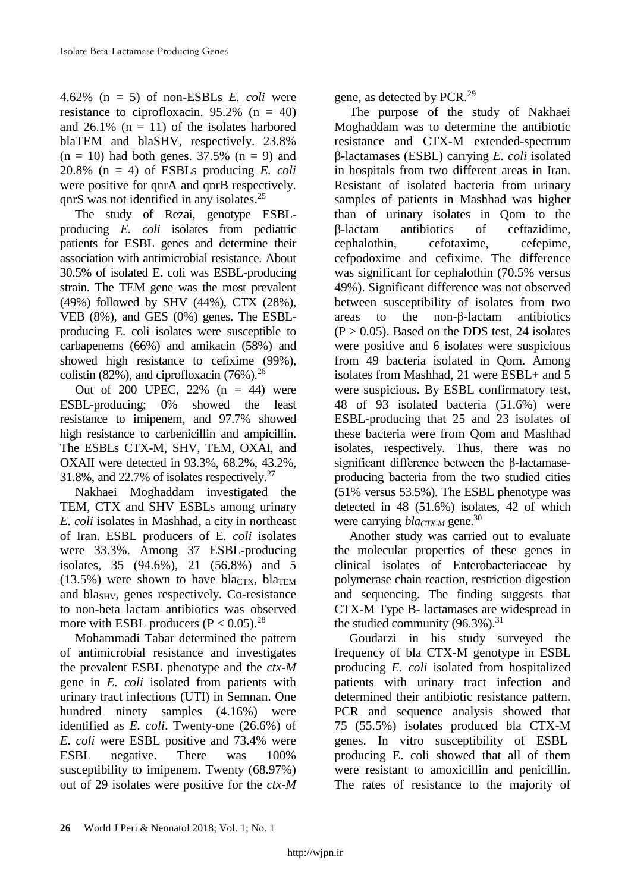4.62% (n = 5) of non-ESBLs *E. coli* were resistance to ciprofloxacin. 95.2% (n = 40) and 26.1% (n = 11) of the isolates harbored blaTEM and blaSHV, respectively. 23.8% (n = 10) had both genes. 37.5% (n = 9) and 20.8% (n = 4) of ESBLs producing *E. coli* were positive for qnrA and qnrB respectively. qnrS was not identified in any isolates.[25]

The study of Rezai, genotype ESBL-producing *E. coli* isolates from pediatric patients for ESBL genes and determine their association with antimicrobial resistance. About 30.5% of isolated E. coli was ESBL-producing strain. The TEM gene was the most prevalent (49%) followed by SHV (44%), CTX (28%), VEB (8%), and GES (0%) genes. The ESBL-producing E. coli isolates were susceptible to carbapenems (66%) and amikacin (58%) and showed high resistance to cefixime (99%), colistin (82%), and ciprofloxacin (76%).[26]

Out of 200 UPEC, 22% (n = 44) were ESBL-producing; 0% showed the least resistance to imipenem, and 97.7% showed high resistance to carbenicillin and ampicillin. The ESBLs CTX-M, SHV, TEM, OXAI, and OXAII were detected in 93.3%, 68.2%, 43.2%, 31.8%, and 22.7% of isolates respectively.[27]

Nakhaei Moghaddam investigated the TEM, CTX and SHV ESBLs among urinary *E. coli* isolates in Mashhad, a city in northeast of Iran. ESBL producers of E. *coli* isolates were 33.3%. Among 37 ESBL-producing isolates, 35 (94.6%), 21 (56.8%) and 5 (13.5%) were shown to have $bla_{CTX}$, $bla_{TEM}$ and $bla_{SHV}$, genes respectively. Co-resistance to non-beta lactam antibiotics was observed more with ESBL producers ($P < 0.05$).[28]

Mohammadi Tabar determined the pattern of antimicrobial resistance and investigates the prevalent ESBL phenotype and the *ctx-M* gene in *E. coli* isolated from patients with urinary tract infections (UTI) in Semnan. One hundred ninety samples (4.16%) were identified as *E. coli*. Twenty-one (26.6%) of *E. coli* were ESBL positive and 73.4% were ESBL negative. There was 100% susceptibility to imipenem. Twenty (68.97%) out of 29 isolates were positive for the *ctx-M* gene, as detected by PCR.[29]

The purpose of the study of Nakhaei Moghaddam was to determine the antibiotic resistance and CTX-M extended-spectrum β-lactamases (ESBL) carrying *E. coli* isolated in hospitals from two different areas in Iran. Resistant of isolated bacteria from urinary samples of patients in Mashhad was higher than of urinary isolates in Qom to the β-lactam antibiotics of ceftazidime, cephalothin, cefotaxime, cefepime, cefpodoxime and cefixime. The difference was significant for cephalothin (70.5% versus 49%). Significant difference was not observed between susceptibility of isolates from two areas to the non-β-lactam antibiotics ($P > 0.05$). Based on the DDS test, 24 isolates were positive and 6 isolates were suspicious from 49 bacteria isolated in Qom. Among isolates from Mashhad, 21 were ESBL+ and 5 were suspicious. By ESBL confirmatory test, 48 of 93 isolated bacteria (51.6%) were ESBL-producing that 25 and 23 isolates of these bacteria were from Qom and Mashhad isolates, respectively. Thus, there was no significant difference between the β-lactamase-producing bacteria from the two studied cities (51% versus 53.5%). The ESBL phenotype was detected in 48 (51.6%) isolates, 42 of which were carrying $bla_{CTX\text{-}M}$ gene.[30]

Another study was carried out to evaluate the molecular properties of these genes in clinical isolates of Enterobacteriaceae by polymerase chain reaction, restriction digestion and sequencing. The finding suggests that CTX-M Type B- lactamases are widespread in the studied community (96.3%).[31]

Goudarzi in his study surveyed the frequency of bla CTX-M genotype in ESBL producing *E. coli* isolated from hospitalized patients with urinary tract infection and determined their antibiotic resistance pattern. PCR and sequence analysis showed that 75 (55.5%) isolates produced bla CTX-M genes. In vitro susceptibility of ESBL producing E. coli showed that all of them were resistant to amoxicillin and penicillin. The rates of resistance to the majority of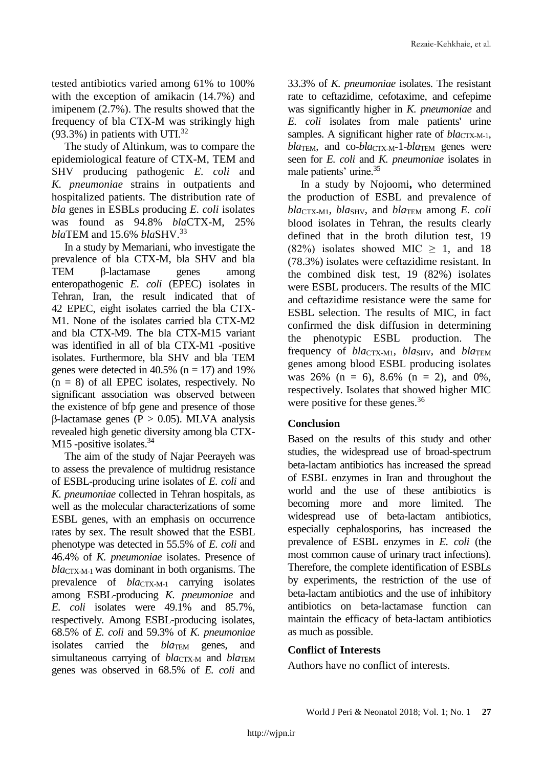tested antibiotics varied among 61% to 100% with the exception of amikacin (14.7%) and imipenem (2.7%). The results showed that the frequency of bla CTX-M was strikingly high (93.3%) in patients with UTI.[32]

The study of Altinkum, was to compare the epidemiological feature of CTX-M, TEM and SHV producing pathogenic *E. coli* and *K. pneumoniae* strains in outpatients and hospitalized patients. The distribution rate of *bla* genes in ESBLs producing *E. coli* isolates was found as 94.8% *bla*CTX-M, 25% *bla*TEM and 15.6% *bla*SHV.[33]

In a study by Memariani, who investigate the prevalence of bla CTX-M, bla SHV and bla TEM β-lactamase genes among enteropathogenic *E. coli* (EPEC) isolates in Tehran, Iran, the result indicated that of 42 EPEC, eight isolates carried the bla CTX-M1. None of the isolates carried bla CTX-M2 and bla CTX-M9. The bla CTX-M15 variant was identified in all of bla CTX-M1 -positive isolates. Furthermore, bla SHV and bla TEM genes were detected in 40.5% (n = 17) and 19% (n = 8) of all EPEC isolates, respectively. No significant association was observed between the existence of bfp gene and presence of those β-lactamase genes (P > 0.05). MLVA analysis revealed high genetic diversity among bla CTX-M15 -positive isolates.[34]

The aim of the study of Najar Peerayeh was to assess the prevalence of multidrug resistance of ESBL-producing urine isolates of *E. coli* and *K. pneumoniae* collected in Tehran hospitals, as well as the molecular characterizations of some ESBL genes, with an emphasis on occurrence rates by sex. The result showed that the ESBL phenotype was detected in 55.5% of *E. coli* and 46.4% of *K. pneumoniae* isolates. Presence of $bla_{CTX\text{-}M\text{-}1}$ was dominant in both organisms. The prevalence of $bla_{CTX\text{-}M\text{-}1}$ carrying isolates among ESBL-producing *K. pneumoniae* and *E. coli* isolates were 49.1% and 85.7%, respectively. Among ESBL-producing isolates, 68.5% of *E. coli* and 59.3% of *K. pneumoniae* isolates carried the $bla_{TEM}$ genes, and simultaneous carrying of $bla_{CTX\text{-}M}$ and $bla_{TEM}$ genes was observed in 68.5% of *E. coli* and 33.3% of *K. pneumoniae* isolates. The resistant rate to ceftazidime, cefotaxime, and cefepime was significantly higher in *K. pneumoniae* and *E. coli* isolates from male patients' urine samples. A significant higher rate of $bla_{CTX\text{-}M\text{-}1}$, $bla_{TEM}$, and co-$bla_{CTX\text{-}M}$-1-$bla_{TEM}$ genes were seen for *E. coli* and *K. pneumoniae* isolates in male patients' urine.[35]

In a study by Nojoomi**,** who determined the production of ESBL and prevalence of $bla_{CTX\text{-}M1}$, $bla_{SHV}$, and $bla_{TEM}$ among *E. coli* blood isolates in Tehran, the results clearly defined that in the broth dilution test, 19 (82%) isolates showed MIC ≥ 1, and 18 (78.3%) isolates were ceftazidime resistant. In the combined disk test, 19 (82%) isolates were ESBL producers. The results of the MIC and ceftazidime resistance were the same for ESBL selection. The results of MIC, in fact confirmed the disk diffusion in determining the phenotypic ESBL production. The frequency of $bla_{CTX\text{-}M1}$, $bla_{SHV}$, and $bla_{TEM}$ genes among blood ESBL producing isolates was 26% (n = 6), 8.6% (n = 2), and 0%, respectively. Isolates that showed higher MIC were positive for these genes.[36]

## Conclusion

Based on the results of this study and other studies, the widespread use of broad-spectrum beta-lactam antibiotics has increased the spread of ESBL enzymes in Iran and throughout the world and the use of these antibiotics is becoming more and more limited. The widespread use of beta-lactam antibiotics, especially cephalosporins, has increased the prevalence of ESBL enzymes in *E. coli* (the most common cause of urinary tract infections). Therefore, the complete identification of ESBLs by experiments, the restriction of the use of beta-lactam antibiotics and the use of inhibitory antibiotics on beta-lactamase function can maintain the efficacy of beta-lactam antibiotics as much as possible.

## Conflict of Interests

Authors have no conflict of interests.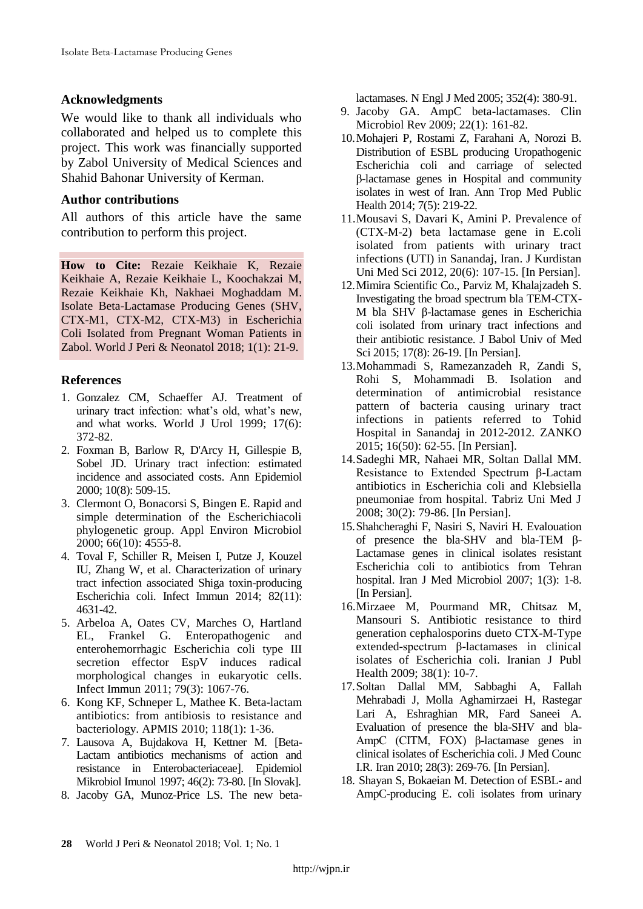### Acknowledgments

We would like to thank all individuals who collaborated and helped us to complete this project. This work was financially supported by Zabol University of Medical Sciences and Shahid Bahonar University of Kerman.

### Author contributions

All authors of this article have the same contribution to perform this project.

**How to Cite:** Rezaie Keikhaie K, Rezaie Keikhaie A, Rezaie Keikhaie L, Koochakzai M, Rezaie Keikhaie Kh, Nakhaei Moghaddam M. Isolate Beta-Lactamase Producing Genes (SHV, CTX-M1, CTX-M2, CTX-M3) in Escherichia Coli Isolated from Pregnant Woman Patients in Zabol. World J Peri & Neonatol 2018; 1(1): 21-9.

### References

1. Gonzalez CM, Schaeffer AJ. Treatment of urinary tract infection: what's old, what's new, and what works. World J Urol 1999; 17(6): 372-82.
2. Foxman B, Barlow R, D'Arcy H, Gillespie B, Sobel JD. Urinary tract infection: estimated incidence and associated costs. Ann Epidemiol 2000; 10(8): 509-15.
3. Clermont O, Bonacorsi S, Bingen E. Rapid and simple determination of the Escherichiacoli phylogenetic group. Appl Environ Microbiol 2000; 66(10): 4555-8.
4. Toval F, Schiller R, Meisen I, Putze J, Kouzel IU, Zhang W, et al. Characterization of urinary tract infection associated Shiga toxin-producing Escherichia coli. Infect Immun 2014; 82(11): 4631-42.
5. Arbeloa A, Oates CV, Marches O, Hartland EL, Frankel G. Enteropathogenic and enterohemorrhagic Escherichia coli type III secretion effector EspV induces radical morphological changes in eukaryotic cells. Infect Immun 2011; 79(3): 1067-76.
6. Kong KF, Schneper L, Mathee K. Beta-lactam antibiotics: from antibiosis to resistance and bacteriology. APMIS 2010; 118(1): 1-36.
7. Lausova A, Bujdakova H, Kettner M. [Beta-Lactam antibiotics mechanisms of action and resistance in Enterobacteriaceae]. Epidemiol Mikrobiol Imunol 1997; 46(2): 73-80. [In Slovak].
8. Jacoby GA, Munoz-Price LS. The new beta-lactamases. N Engl J Med 2005; 352(4): 380-91.
9. Jacoby GA. AmpC beta-lactamases. Clin Microbiol Rev 2009; 22(1): 161-82.
10. Mohajeri P, Rostami Z, Farahani A, Norozi B. Distribution of ESBL producing Uropathogenic Escherichia coli and carriage of selected β-lactamase genes in Hospital and community isolates in west of Iran. Ann Trop Med Public Health 2014; 7(5): 219-22.
11. Mousavi S, Davari K, Amini P. Prevalence of (CTX-M-2) beta lactamase gene in E.coli isolated from patients with urinary tract infections (UTI) in Sanandaj, Iran. J Kurdistan Uni Med Sci 2012, 20(6): 107-15. [In Persian].
12. Mimira Scientific Co., Parviz M, Khalajzadeh S. Investigating the broad spectrum bla TEM-CTX-M bla SHV β-lactamase genes in Escherichia coli isolated from urinary tract infections and their antibiotic resistance. J Babol Univ of Med Sci 2015; 17(8): 26-19. [In Persian].
13. Mohammadi S, Ramezanzadeh R, Zandi S, Rohi S, Mohammadi B. Isolation and determination of antimicrobial resistance pattern of bacteria causing urinary tract infections in patients referred to Tohid Hospital in Sanandaj in 2012-2012. ZANKO 2015; 16(50): 62-55. [In Persian].
14. Sadeghi MR, Nahaei MR, Soltan Dallal MM. Resistance to Extended Spectrum β-Lactam antibiotics in Escherichia coli and Klebsiella pneumoniae from hospital. Tabriz Uni Med J 2008; 30(2): 79-86. [In Persian].
15. Shahcheraghi F, Nasiri S, Naviri H. Evalouation of presence the bla-SHV and bla-TEM β-Lactamase genes in clinical isolates resistant Escherichia coli to antibiotics from Tehran hospital. Iran J Med Microbiol 2007; 1(3): 1-8. [In Persian].
16. Mirzaee M, Pourmand MR, Chitsaz M, Mansouri S. Antibiotic resistance to third generation cephalosporins dueto CTX-M-Type extended-spectrum β-lactamases in clinical isolates of Escherichia coli. Iranian J Publ Health 2009; 38(1): 10-7.
17. Soltan Dallal MM, Sabbaghi A, Fallah Mehrabadi J, Molla Aghamirzaei H, Rastegar Lari A, Eshraghian MR, Fard Saneei A. Evaluation of presence the bla-SHV and bla-AmpC (CITM, FOX) β-lactamase genes in clinical isolates of Escherichia coli. J Med Counc I.R. Iran 2010; 28(3): 269-76. [In Persian].
18. Shayan S, Bokaeian M. Detection of ESBL- and AmpC-producing E. coli isolates from urinary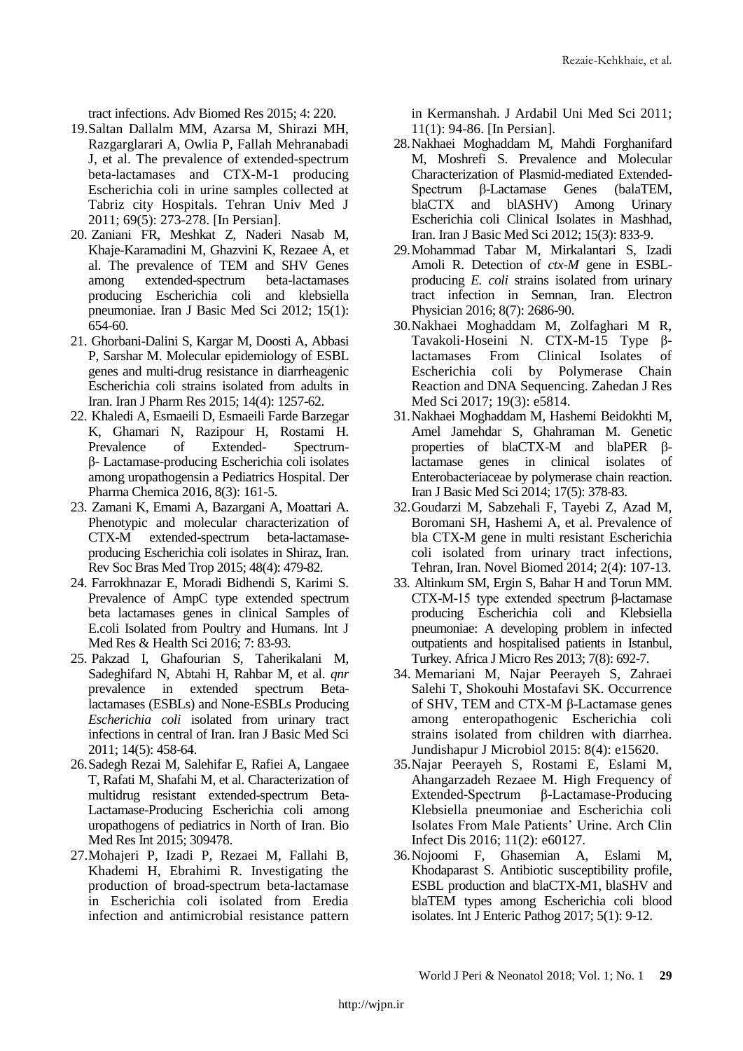tract infections. Adv Biomed Res 2015; 4: 220.

19. Saltan Dallalm MM, Azarsa M, Shirazi MH, Razgarglarari A, Owlia P, Fallah Mehranabadi J, et al. The prevalence of extended-spectrum beta-lactamases and CTX-M-1 producing Escherichia coli in urine samples collected at Tabriz city Hospitals. Tehran Univ Med J 2011; 69(5): 273-278. [In Persian].
20. Zaniani FR, Meshkat Z, Naderi Nasab M, Khaje-Karamadini M, Ghazvini K, Rezaee A, et al. The prevalence of TEM and SHV Genes among extended-spectrum beta-lactamases producing Escherichia coli and klebsiella pneumoniae. Iran J Basic Med Sci 2012; 15(1): 654-60.
21. Ghorbani-Dalini S, Kargar M, Doosti A, Abbasi P, Sarshar M. Molecular epidemiology of ESBL genes and multi-drug resistance in diarrheagenic Escherichia coli strains isolated from adults in Iran. Iran J Pharm Res 2015; 14(4): 1257-62.
22. Khaledi A, Esmaeili D, Esmaeili Farde Barzegar K, Ghamari N, Razipour H, Rostami H. Prevalence of Extended- Spectrum-β- Lactamase-producing Escherichia coli isolates among uropathogensin a Pediatrics Hospital. Der Pharma Chemica 2016, 8(3): 161-5.
23. Zamani K, Emami A, Bazargani A, Moattari A. Phenotypic and molecular characterization of CTX-M extended-spectrum beta-lactamase-producing Escherichia coli isolates in Shiraz, Iran. Rev Soc Bras Med Trop 2015; 48(4): 479-82.
24. Farrokhnazar E, Moradi Bidhendi S, Karimi S. Prevalence of AmpC type extended spectrum beta lactamases genes in clinical Samples of E.coli Isolated from Poultry and Humans. Int J Med Res & Health Sci 2016; 7: 83-93.
25. Pakzad I, Ghafourian S, Taherikalani M, Sadeghifard N, Abtahi H, Rahbar M, et al. *qnr* prevalence in extended spectrum Beta-lactamases (ESBLs) and None-ESBLs Producing *Escherichia coli* isolated from urinary tract infections in central of Iran. Iran J Basic Med Sci 2011; 14(5): 458-64.
26. Sadegh Rezai M, Salehifar E, Rafiei A, Langaee T, Rafati M, Shafahi M, et al. Characterization of multidrug resistant extended-spectrum Beta-Lactamase-Producing Escherichia coli among uropathogens of pediatrics in North of Iran. Bio Med Res Int 2015; 309478.
27. Mohajeri P, Izadi P, Rezaei M, Fallahi B, Khademi H, Ebrahimi R. Investigating the production of broad-spectrum beta-lactamase in Escherichia coli isolated from Eredia infection and antimicrobial resistance pattern in Kermanshah. J Ardabil Uni Med Sci 2011; 11(1): 94-86. [In Persian].
28. Nakhaei Moghaddam M, Mahdi Forghanifard M, Moshrefi S. Prevalence and Molecular Characterization of Plasmid-mediated Extended-Spectrum β-Lactamase Genes (balaTEM, blaCTX and blASHV) Among Urinary Escherichia coli Clinical Isolates in Mashhad, Iran. Iran J Basic Med Sci 2012; 15(3): 833-9.
29. Mohammad Tabar M, Mirkalantari S, Izadi Amoli R. Detection of *ctx-M* gene in ESBL-producing *E. coli* strains isolated from urinary tract infection in Semnan, Iran. Electron Physician 2016; 8(7): 2686-90.
30. Nakhaei Moghaddam M, Zolfaghari M R, Tavakoli-Hoseini N. CTX-M-15 Type β-lactamases From Clinical Isolates of Escherichia coli by Polymerase Chain Reaction and DNA Sequencing. Zahedan J Res Med Sci 2017; 19(3): e5814.
31. Nakhaei Moghaddam M, Hashemi Beidokhti M, Amel Jamehdar S, Ghahraman M. Genetic properties of blaCTX-M and blaPER β-lactamase genes in clinical isolates of Enterobacteriaceae by polymerase chain reaction. Iran J Basic Med Sci 2014; 17(5): 378-83.
32. Goudarzi M, Sabzehali F, Tayebi Z, Azad M, Boromani SH, Hashemi A, et al. Prevalence of bla CTX-M gene in multi resistant Escherichia coli isolated from urinary tract infections, Tehran, Iran. Novel Biomed 2014; 2(4): 107-13.
33. Altinkum SM, Ergin S, Bahar H and Torun MM. CTX-M-15 type extended spectrum β-lactamase producing Escherichia coli and Klebsiella pneumoniae: A developing problem in infected outpatients and hospitalised patients in Istanbul, Turkey. Africa J Micro Res 2013; 7(8): 692-7.
34. Memariani M, Najar Peerayeh S, Zahraei Salehi T, Shokouhi Mostafavi SK. Occurrence of SHV, TEM and CTX-M β-Lactamase genes among enteropathogenic Escherichia coli strains isolated from children with diarrhea. Jundishapur J Microbiol 2015: 8(4): e15620.
35. Najar Peerayeh S, Rostami E, Eslami M, Ahangarzadeh Rezaee M. High Frequency of Extended-Spectrum β-Lactamase-Producing Klebsiella pneumoniae and Escherichia coli Isolates From Male Patients' Urine. Arch Clin Infect Dis 2016; 11(2): e60127.
36. Nojoomi F, Ghasemian A, Eslami M, Khodaparast S. Antibiotic susceptibility profile, ESBL production and blaCTX-M1, blaSHV and blaTEM types among Escherichia coli blood isolates. Int J Enteric Pathog 2017; 5(1): 9-12.